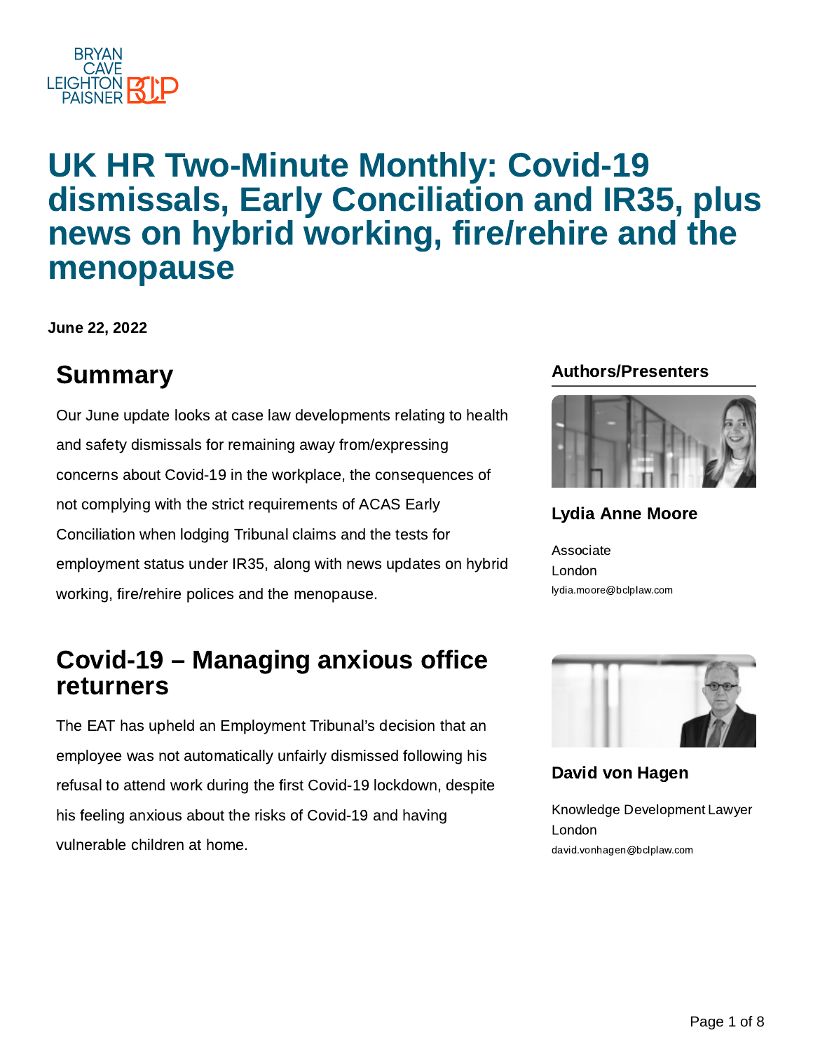BRYAN CAVE LEIGHTON PAISNER

# UK HR Two-Minute Monthly: Covid-19 dismissals, Early Conciliation and IR35, plus news on hybrid working, fire/rehire and the menopause

**June 22, 2022**

## Summary

Our June update looks at case law developments relating to health and safety dismissals for remaining away from/expressing concerns about Covid-19 in the workplace, the consequences of not complying with the strict requirements of ACAS Early Conciliation when lodging Tribunal claims and the tests for employment status under IR35, along with news updates on hybrid working, fire/rehire polices and the menopause.

## Covid-19 – Managing anxious office returners

The EAT has upheld an Employment Tribunal's decision that an employee was not automatically unfairly dismissed following his refusal to attend work during the first Covid-19 lockdown, despite his feeling anxious about the risks of Covid-19 and having vulnerable children at home.

### Authors/Presenters

**Lydia Anne Moore**

Associate
London
lydia.moore@bclplaw.com

**David von Hagen**

Knowledge Development Lawyer
London
david.vonhagen@bclplaw.com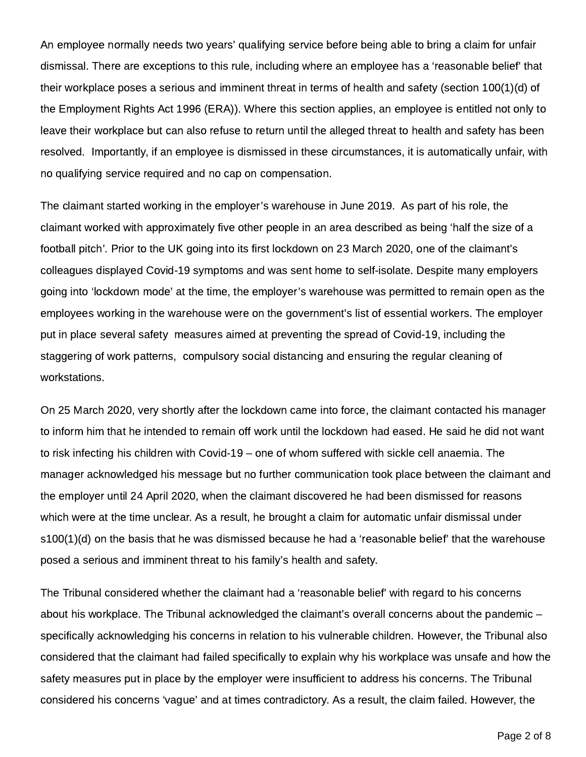An employee normally needs two years' qualifying service before being able to bring a claim for unfair dismissal. There are exceptions to this rule, including where an employee has a 'reasonable belief' that their workplace poses a serious and imminent threat in terms of health and safety (section 100(1)(d) of the Employment Rights Act 1996 (ERA)). Where this section applies, an employee is entitled not only to leave their workplace but can also refuse to return until the alleged threat to health and safety has been resolved. Importantly, if an employee is dismissed in these circumstances, it is automatically unfair, with no qualifying service required and no cap on compensation.

The claimant started working in the employer's warehouse in June 2019. As part of his role, the claimant worked with approximately five other people in an area described as being 'half the size of a football pitch'. Prior to the UK going into its first lockdown on 23 March 2020, one of the claimant's colleagues displayed Covid-19 symptoms and was sent home to self-isolate. Despite many employers going into 'lockdown mode' at the time, the employer's warehouse was permitted to remain open as the employees working in the warehouse were on the government's list of essential workers. The employer put in place several safety measures aimed at preventing the spread of Covid-19, including the staggering of work patterns, compulsory social distancing and ensuring the regular cleaning of workstations.

On 25 March 2020, very shortly after the lockdown came into force, the claimant contacted his manager to inform him that he intended to remain off work until the lockdown had eased. He said he did not want to risk infecting his children with Covid-19 – one of whom suffered with sickle cell anaemia. The manager acknowledged his message but no further communication took place between the claimant and the employer until 24 April 2020, when the claimant discovered he had been dismissed for reasons which were at the time unclear. As a result, he brought a claim for automatic unfair dismissal under s100(1)(d) on the basis that he was dismissed because he had a 'reasonable belief' that the warehouse posed a serious and imminent threat to his family's health and safety.

The Tribunal considered whether the claimant had a 'reasonable belief' with regard to his concerns about his workplace. The Tribunal acknowledged the claimant's overall concerns about the pandemic – specifically acknowledging his concerns in relation to his vulnerable children. However, the Tribunal also considered that the claimant had failed specifically to explain why his workplace was unsafe and how the safety measures put in place by the employer were insufficient to address his concerns. The Tribunal considered his concerns 'vague' and at times contradictory. As a result, the claim failed. However, the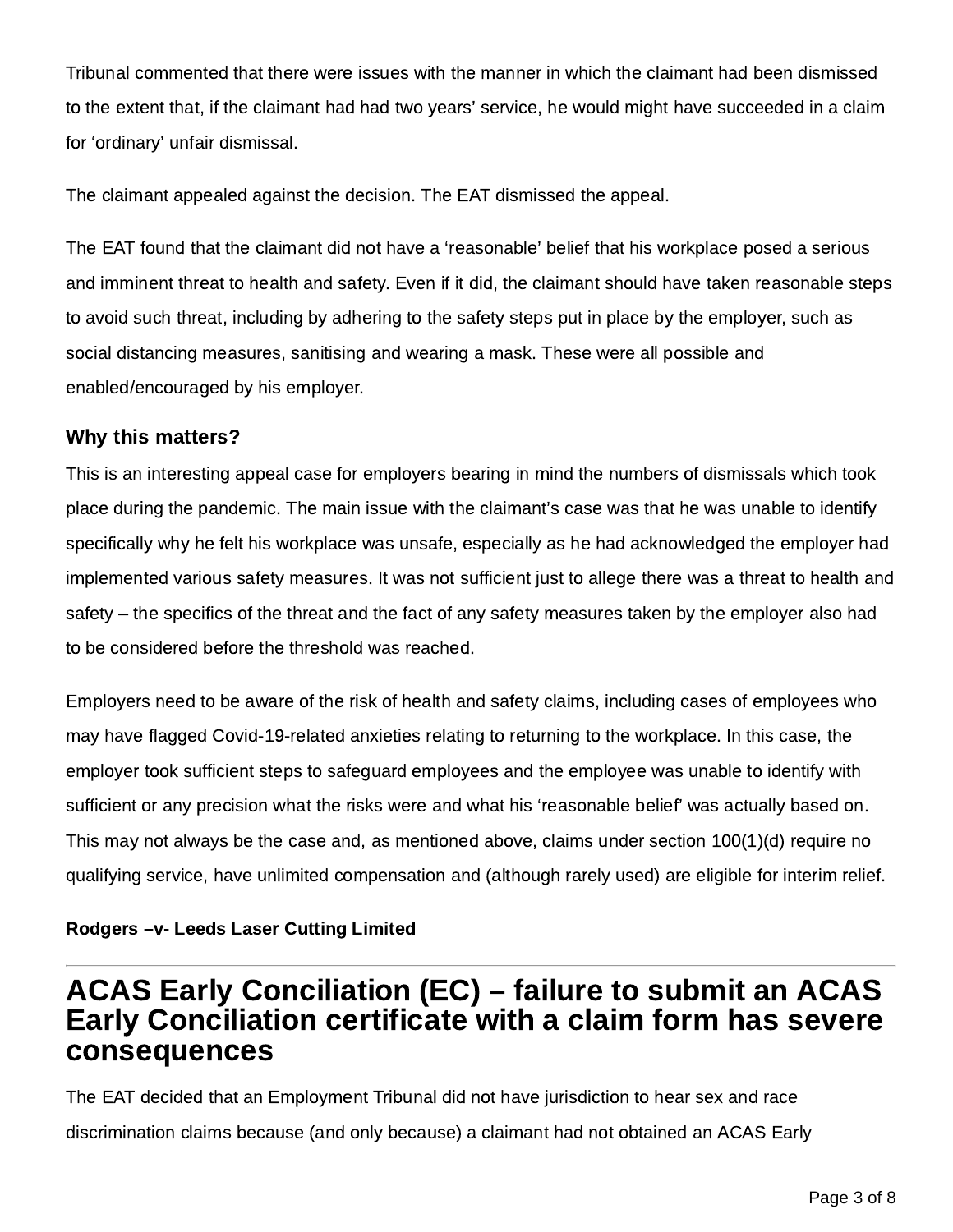Tribunal commented that there were issues with the manner in which the claimant had been dismissed to the extent that, if the claimant had had two years' service, he would might have succeeded in a claim for 'ordinary' unfair dismissal.

The claimant appealed against the decision. The EAT dismissed the appeal.

The EAT found that the claimant did not have a 'reasonable' belief that his workplace posed a serious and imminent threat to health and safety. Even if it did, the claimant should have taken reasonable steps to avoid such threat, including by adhering to the safety steps put in place by the employer, such as social distancing measures, sanitising and wearing a mask. These were all possible and enabled/encouraged by his employer.

### Why this matters?

This is an interesting appeal case for employers bearing in mind the numbers of dismissals which took place during the pandemic. The main issue with the claimant's case was that he was unable to identify specifically why he felt his workplace was unsafe, especially as he had acknowledged the employer had implemented various safety measures. It was not sufficient just to allege there was a threat to health and safety – the specifics of the threat and the fact of any safety measures taken by the employer also had to be considered before the threshold was reached.

Employers need to be aware of the risk of health and safety claims, including cases of employees who may have flagged Covid-19-related anxieties relating to returning to the workplace. In this case, the employer took sufficient steps to safeguard employees and the employee was unable to identify with sufficient or any precision what the risks were and what his 'reasonable belief' was actually based on. This may not always be the case and, as mentioned above, claims under section 100(1)(d) require no qualifying service, have unlimited compensation and (although rarely used) are eligible for interim relief.

**Rodgers –v- Leeds Laser Cutting Limited**

---

## ACAS Early Conciliation (EC) – failure to submit an ACAS Early Conciliation certificate with a claim form has severe consequences

The EAT decided that an Employment Tribunal did not have jurisdiction to hear sex and race discrimination claims because (and only because) a claimant had not obtained an ACAS Early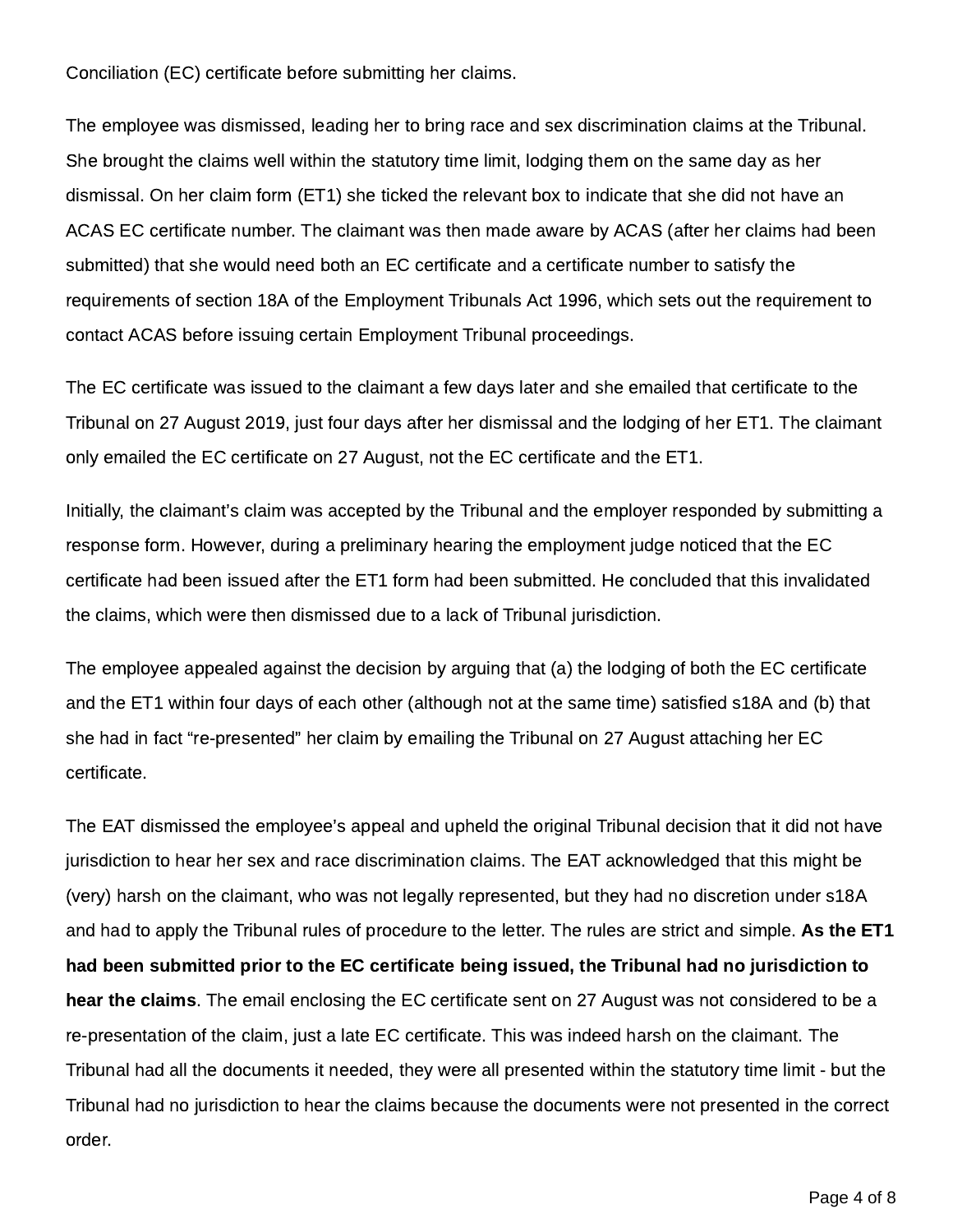Conciliation (EC) certificate before submitting her claims.

The employee was dismissed, leading her to bring race and sex discrimination claims at the Tribunal. She brought the claims well within the statutory time limit, lodging them on the same day as her dismissal. On her claim form (ET1) she ticked the relevant box to indicate that she did not have an ACAS EC certificate number. The claimant was then made aware by ACAS (after her claims had been submitted) that she would need both an EC certificate and a certificate number to satisfy the requirements of section 18A of the Employment Tribunals Act 1996, which sets out the requirement to contact ACAS before issuing certain Employment Tribunal proceedings.

The EC certificate was issued to the claimant a few days later and she emailed that certificate to the Tribunal on 27 August 2019, just four days after her dismissal and the lodging of her ET1. The claimant only emailed the EC certificate on 27 August, not the EC certificate and the ET1.

Initially, the claimant's claim was accepted by the Tribunal and the employer responded by submitting a response form. However, during a preliminary hearing the employment judge noticed that the EC certificate had been issued after the ET1 form had been submitted. He concluded that this invalidated the claims, which were then dismissed due to a lack of Tribunal jurisdiction.

The employee appealed against the decision by arguing that (a) the lodging of both the EC certificate and the ET1 within four days of each other (although not at the same time) satisfied s18A and (b) that she had in fact "re-presented" her claim by emailing the Tribunal on 27 August attaching her EC certificate.

The EAT dismissed the employee's appeal and upheld the original Tribunal decision that it did not have jurisdiction to hear her sex and race discrimination claims. The EAT acknowledged that this might be (very) harsh on the claimant, who was not legally represented, but they had no discretion under s18A and had to apply the Tribunal rules of procedure to the letter. The rules are strict and simple. **As the ET1 had been submitted prior to the EC certificate being issued, the Tribunal had no jurisdiction to hear the claims**. The email enclosing the EC certificate sent on 27 August was not considered to be a re-presentation of the claim, just a late EC certificate. This was indeed harsh on the claimant. The Tribunal had all the documents it needed, they were all presented within the statutory time limit - but the Tribunal had no jurisdiction to hear the claims because the documents were not presented in the correct order.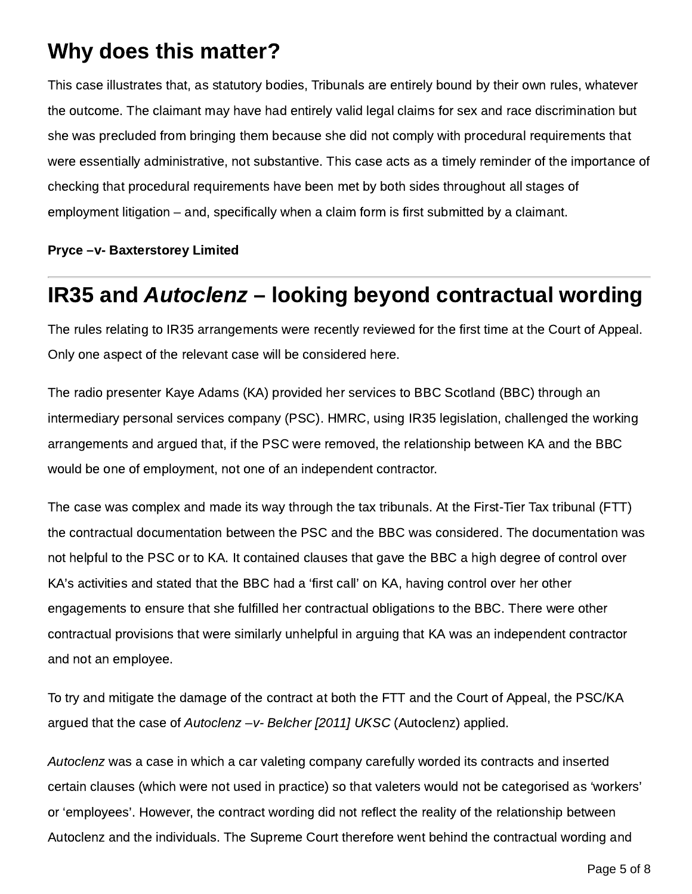## Why does this matter?

This case illustrates that, as statutory bodies, Tribunals are entirely bound by their own rules, whatever the outcome. The claimant may have had entirely valid legal claims for sex and race discrimination but she was precluded from bringing them because she did not comply with procedural requirements that were essentially administrative, not substantive. This case acts as a timely reminder of the importance of checking that procedural requirements have been met by both sides throughout all stages of employment litigation – and, specifically when a claim form is first submitted by a claimant.

**Pryce –v- Baxterstorey Limited**

---

# IR35 and *Autoclenz* – looking beyond contractual wording

The rules relating to IR35 arrangements were recently reviewed for the first time at the Court of Appeal. Only one aspect of the relevant case will be considered here.

The radio presenter Kaye Adams (KA) provided her services to BBC Scotland (BBC) through an intermediary personal services company (PSC). HMRC, using IR35 legislation, challenged the working arrangements and argued that, if the PSC were removed, the relationship between KA and the BBC would be one of employment, not one of an independent contractor.

The case was complex and made its way through the tax tribunals. At the First-Tier Tax tribunal (FTT) the contractual documentation between the PSC and the BBC was considered. The documentation was not helpful to the PSC or to KA. It contained clauses that gave the BBC a high degree of control over KA's activities and stated that the BBC had a 'first call' on KA, having control over her other engagements to ensure that she fulfilled her contractual obligations to the BBC. There were other contractual provisions that were similarly unhelpful in arguing that KA was an independent contractor and not an employee.

To try and mitigate the damage of the contract at both the FTT and the Court of Appeal, the PSC/KA argued that the case of *Autoclenz –v- Belcher [2011] UKSC* (Autoclenz) applied.

*Autoclenz* was a case in which a car valeting company carefully worded its contracts and inserted certain clauses (which were not used in practice) so that valeters would not be categorised as 'workers' or 'employees'. However, the contract wording did not reflect the reality of the relationship between Autoclenz and the individuals. The Supreme Court therefore went behind the contractual wording and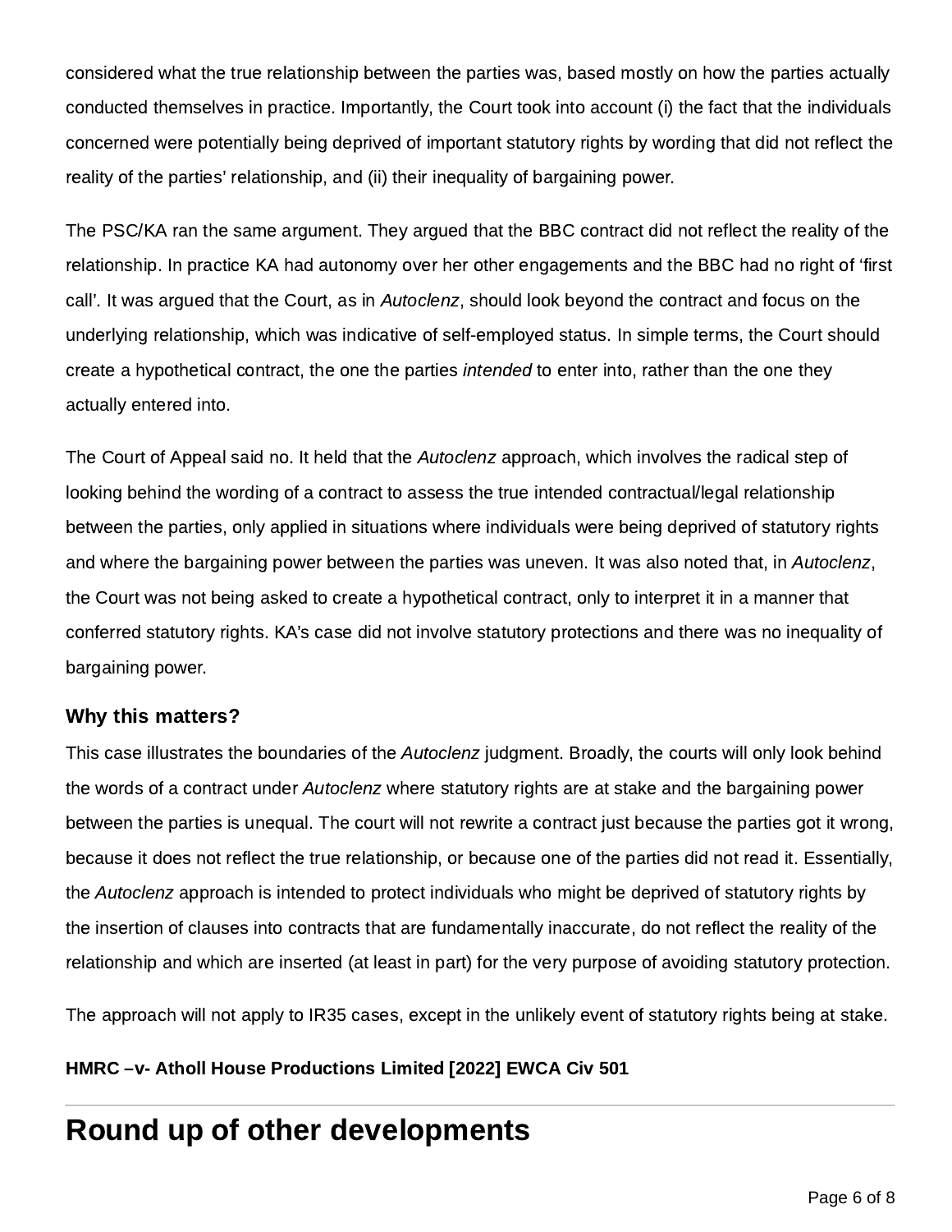considered what the true relationship between the parties was, based mostly on how the parties actually conducted themselves in practice. Importantly, the Court took into account (i) the fact that the individuals concerned were potentially being deprived of important statutory rights by wording that did not reflect the reality of the parties' relationship, and (ii) their inequality of bargaining power.

The PSC/KA ran the same argument. They argued that the BBC contract did not reflect the reality of the relationship. In practice KA had autonomy over her other engagements and the BBC had no right of 'first call'. It was argued that the Court, as in *Autoclenz*, should look beyond the contract and focus on the underlying relationship, which was indicative of self-employed status. In simple terms, the Court should create a hypothetical contract, the one the parties *intended* to enter into, rather than the one they actually entered into.

The Court of Appeal said no. It held that the *Autoclenz* approach, which involves the radical step of looking behind the wording of a contract to assess the true intended contractual/legal relationship between the parties, only applied in situations where individuals were being deprived of statutory rights and where the bargaining power between the parties was uneven. It was also noted that, in *Autoclenz*, the Court was not being asked to create a hypothetical contract, only to interpret it in a manner that conferred statutory rights. KA's case did not involve statutory protections and there was no inequality of bargaining power.

### Why this matters?

This case illustrates the boundaries of the *Autoclenz* judgment. Broadly, the courts will only look behind the words of a contract under *Autoclenz* where statutory rights are at stake and the bargaining power between the parties is unequal. The court will not rewrite a contract just because the parties got it wrong, because it does not reflect the true relationship, or because one of the parties did not read it. Essentially, the *Autoclenz* approach is intended to protect individuals who might be deprived of statutory rights by the insertion of clauses into contracts that are fundamentally inaccurate, do not reflect the reality of the relationship and which are inserted (at least in part) for the very purpose of avoiding statutory protection.

The approach will not apply to IR35 cases, except in the unlikely event of statutory rights being at stake.

**HMRC –v- Atholl House Productions Limited [2022] EWCA Civ 501**

# Round up of other developments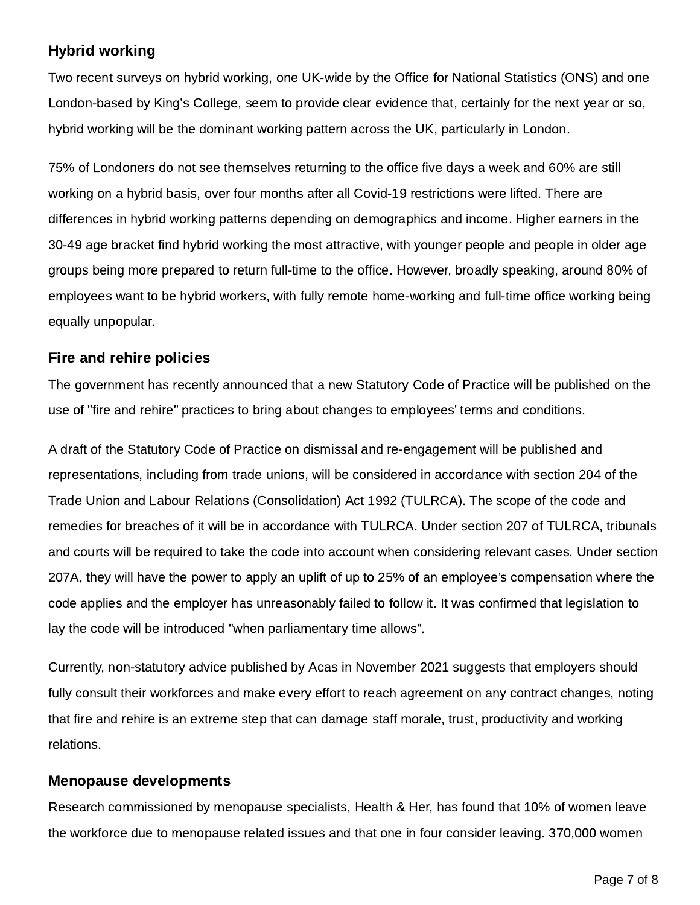## Hybrid working

Two recent surveys on hybrid working, one UK-wide by the Office for National Statistics (ONS) and one London-based by King's College, seem to provide clear evidence that, certainly for the next year or so, hybrid working will be the dominant working pattern across the UK, particularly in London.

75% of Londoners do not see themselves returning to the office five days a week and 60% are still working on a hybrid basis, over four months after all Covid-19 restrictions were lifted. There are differences in hybrid working patterns depending on demographics and income. Higher earners in the 30-49 age bracket find hybrid working the most attractive, with younger people and people in older age groups being more prepared to return full-time to the office. However, broadly speaking, around 80% of employees want to be hybrid workers, with fully remote home-working and full-time office working being equally unpopular.

## Fire and rehire policies

The government has recently announced that a new Statutory Code of Practice will be published on the use of "fire and rehire" practices to bring about changes to employees' terms and conditions.

A draft of the Statutory Code of Practice on dismissal and re-engagement will be published and representations, including from trade unions, will be considered in accordance with section 204 of the Trade Union and Labour Relations (Consolidation) Act 1992 (TULRCA). The scope of the code and remedies for breaches of it will be in accordance with TULRCA. Under section 207 of TULRCA, tribunals and courts will be required to take the code into account when considering relevant cases. Under section 207A, they will have the power to apply an uplift of up to 25% of an employee's compensation where the code applies and the employer has unreasonably failed to follow it. It was confirmed that legislation to lay the code will be introduced "when parliamentary time allows".

Currently, non-statutory advice published by Acas in November 2021 suggests that employers should fully consult their workforces and make every effort to reach agreement on any contract changes, noting that fire and rehire is an extreme step that can damage staff morale, trust, productivity and working relations.

## Menopause developments

Research commissioned by menopause specialists, Health & Her, has found that 10% of women leave the workforce due to menopause related issues and that one in four consider leaving. 370,000 women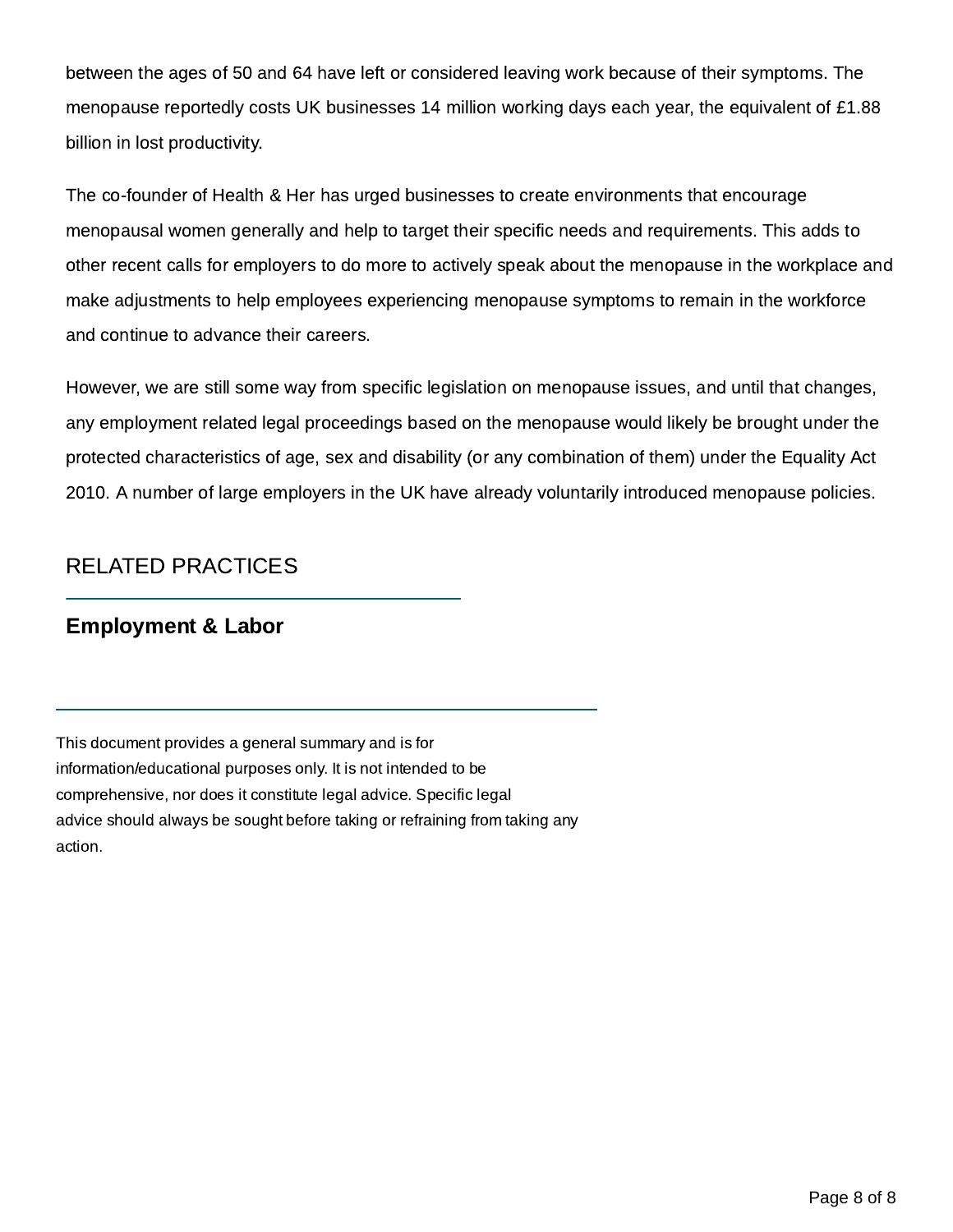between the ages of 50 and 64 have left or considered leaving work because of their symptoms. The menopause reportedly costs UK businesses 14 million working days each year, the equivalent of £1.88 billion in lost productivity.

The co-founder of Health & Her has urged businesses to create environments that encourage menopausal women generally and help to target their specific needs and requirements. This adds to other recent calls for employers to do more to actively speak about the menopause in the workplace and make adjustments to help employees experiencing menopause symptoms to remain in the workforce and continue to advance their careers.

However, we are still some way from specific legislation on menopause issues, and until that changes, any employment related legal proceedings based on the menopause would likely be brought under the protected characteristics of age, sex and disability (or any combination of them) under the Equality Act 2010. A number of large employers in the UK have already voluntarily introduced menopause policies.

## RELATED PRACTICES

**Employment & Labor**

This document provides a general summary and is for information/educational purposes only. It is not intended to be comprehensive, nor does it constitute legal advice. Specific legal advice should always be sought before taking or refraining from taking any action.